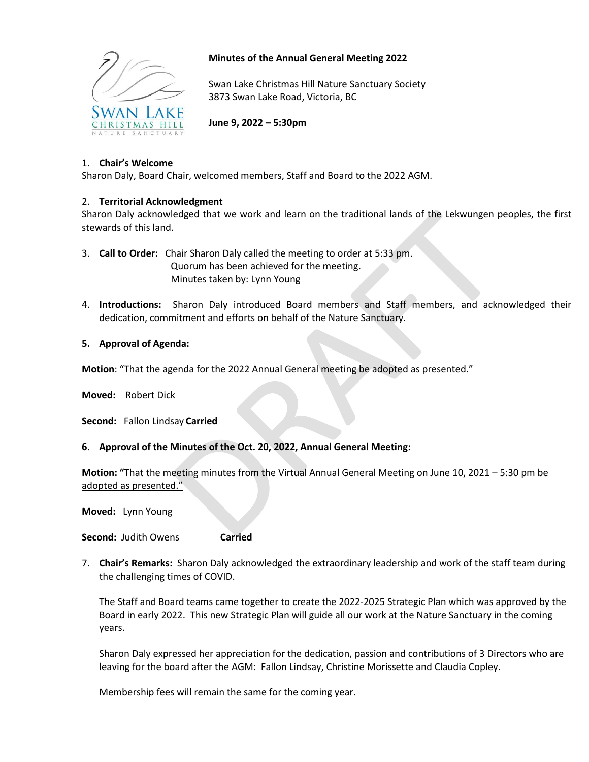# Minutes of the Annual General Meeting 2022

Swan Lake Christmas Hill Nature Sanctuary Society
3873 Swan Lake Road, Victoria, BC

**June 9, 2022 – 5:30pm**

1. **Chair's Welcome**

Sharon Daly, Board Chair, welcomed members, Staff and Board to the 2022 AGM.

2. **Territorial Acknowledgment**

Sharon Daly acknowledged that we work and learn on the traditional lands of the Lekwungen peoples, the first stewards of this land.

3. **Call to Order:** Chair Sharon Daly called the meeting to order at 5:33 pm.
   Quorum has been achieved for the meeting.
   Minutes taken by: Lynn Young

4. **Introductions:** Sharon Daly introduced Board members and Staff members, and acknowledged their dedication, commitment and efforts on behalf of the Nature Sanctuary.

5. **Approval of Agenda:**

**Motion**: <u>"That the agenda for the 2022 Annual General meeting be adopted as presented."</u>

**Moved:** Robert Dick

**Second:** Fallon Lindsay **Carried**

6. **Approval of the Minutes of the Oct. 20, 2022, Annual General Meeting:**

**Motion: "**<u>That the meeting minutes from the Virtual Annual General Meeting on June 10, 2021 – 5:30 pm be adopted as presented."</u>

**Moved:** Lynn Young

**Second:** Judith Owens **Carried**

7. **Chair's Remarks:** Sharon Daly acknowledged the extraordinary leadership and work of the staff team during the challenging times of COVID.

   The Staff and Board teams came together to create the 2022-2025 Strategic Plan which was approved by the Board in early 2022. This new Strategic Plan will guide all our work at the Nature Sanctuary in the coming years.

   Sharon Daly expressed her appreciation for the dedication, passion and contributions of 3 Directors who are leaving for the board after the AGM: Fallon Lindsay, Christine Morissette and Claudia Copley.

   Membership fees will remain the same for the coming year.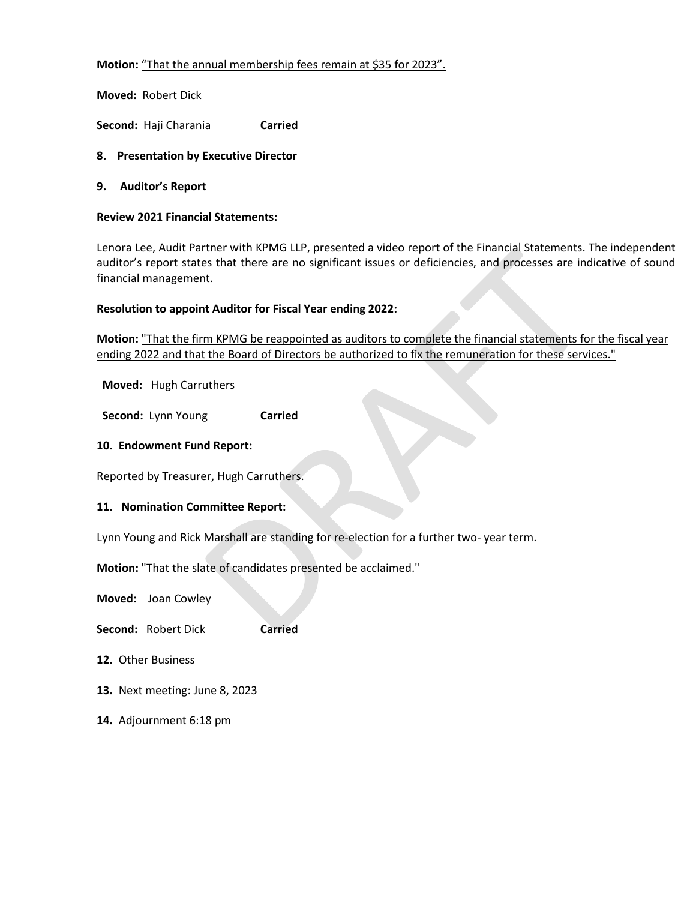**Motion:** "That the annual membership fees remain at $35 for 2023".

**Moved:** Robert Dick

**Second:** Haji Charania **Carried**

**8. Presentation by Executive Director**

**9. Auditor's Report**

**Review 2021 Financial Statements:**

Lenora Lee, Audit Partner with KPMG LLP, presented a video report of the Financial Statements. The independent auditor's report states that there are no significant issues or deficiencies, and processes are indicative of sound financial management.

**Resolution to appoint Auditor for Fiscal Year ending 2022:**

**Motion:** "That the firm KPMG be reappointed as auditors to complete the financial statements for the fiscal year ending 2022 and that the Board of Directors be authorized to fix the remuneration for these services."

**Moved:** Hugh Carruthers

**Second:** Lynn Young **Carried**

**10. Endowment Fund Report:**

Reported by Treasurer, Hugh Carruthers.

**11. Nomination Committee Report:**

Lynn Young and Rick Marshall are standing for re-election for a further two- year term.

**Motion:** "That the slate of candidates presented be acclaimed."

**Moved:** Joan Cowley

**Second:** Robert Dick **Carried**

**12.** Other Business

**13.** Next meeting: June 8, 2023

**14.** Adjournment 6:18 pm